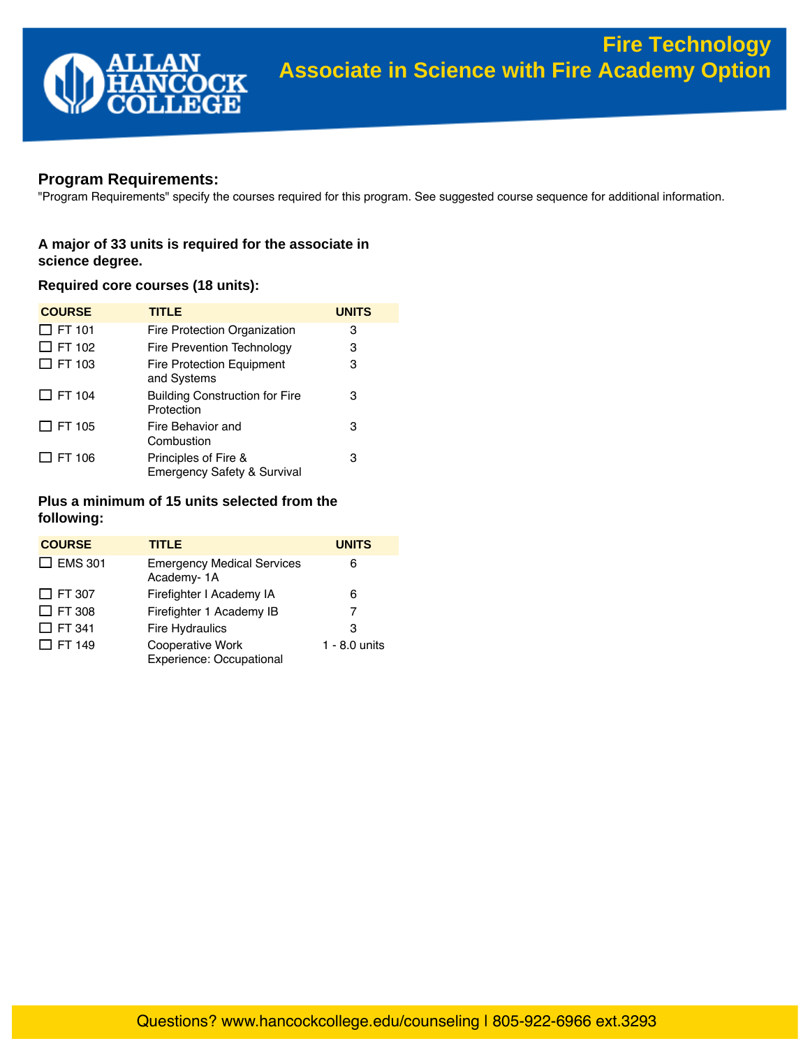# Fire Technology
## Associate in Science with Fire Academy Option

## Program Requirements:

"Program Requirements" specify the courses required for this program. See suggested course sequence for additional information.

**A major of 33 units is required for the associate in science degree.**

**Required core courses (18 units):**

| COURSE | TITLE | UNITS |
|---|---|---|
| ☐ FT 101 | Fire Protection Organization | 3 |
| ☐ FT 102 | Fire Prevention Technology | 3 |
| ☐ FT 103 | Fire Protection Equipment and Systems | 3 |
| ☐ FT 104 | Building Construction for Fire Protection | 3 |
| ☐ FT 105 | Fire Behavior and Combustion | 3 |
| ☐ FT 106 | Principles of Fire & Emergency Safety & Survival | 3 |

**Plus a minimum of 15 units selected from the following:**

| COURSE | TITLE | UNITS |
|---|---|---|
| ☐ EMS 301 | Emergency Medical Services Academy- 1A | 6 |
| ☐ FT 307 | Firefighter I Academy IA | 6 |
| ☐ FT 308 | Firefighter 1 Academy IB | 7 |
| ☐ FT 341 | Fire Hydraulics | 3 |
| ☐ FT 149 | Cooperative Work Experience: Occupational | 1 - 8.0 units |

Questions? www.hancockcollege.edu/counseling | 805-922-6966 ext.3293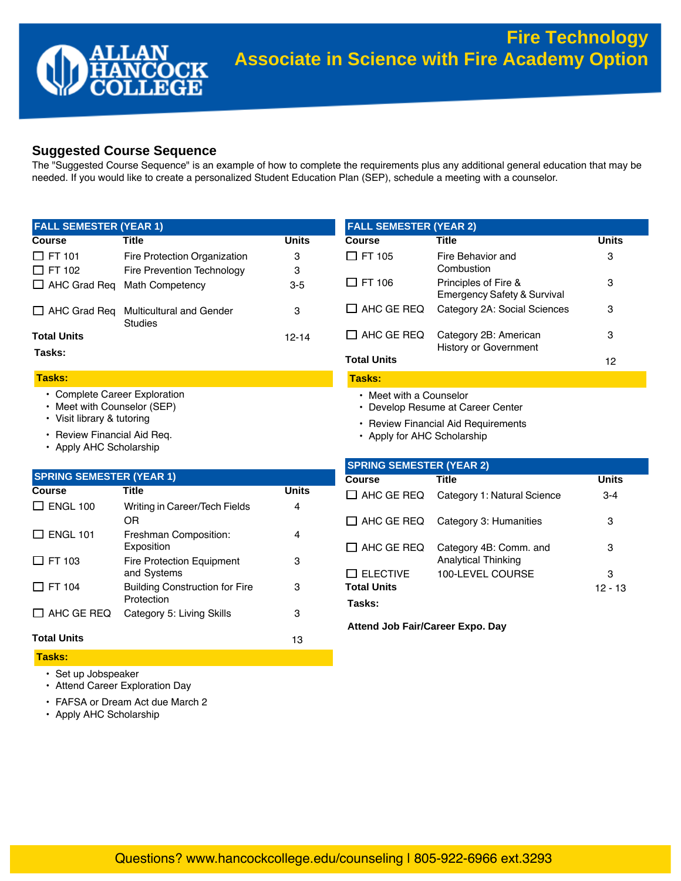# Fire Technology
## Associate in Science with Fire Academy Option

## Suggested Course Sequence

The "Suggested Course Sequence" is an example of how to complete the requirements plus any additional general education that may be needed. If you would like to create a personalized Student Education Plan (SEP), schedule a meeting with a counselor.

### FALL SEMESTER (YEAR 1)

| Course | Title | Units |
|---|---|---|
| ☐ FT 101 | Fire Protection Organization | 3 |
| ☐ FT 102 | Fire Prevention Technology | 3 |
| ☐ AHC Grad Req | Math Competency | 3-5 |
| ☐ AHC Grad Req | Multicultural and Gender Studies | 3 |
| **Total Units** | | 12-14 |

**Tasks:**

- Complete Career Exploration
- Meet with Counselor (SEP)
- Visit library & tutoring
- Review Financial Aid Req.
- Apply AHC Scholarship

### SPRING SEMESTER (YEAR 1)

| Course | Title | Units |
|---|---|---|
| ☐ ENGL 100 | Writing in Career/Tech Fields OR | 4 |
| ☐ ENGL 101 | Freshman Composition: Exposition | 4 |
| ☐ FT 103 | Fire Protection Equipment and Systems | 3 |
| ☐ FT 104 | Building Construction for Fire Protection | 3 |
| ☐ AHC GE REQ | Category 5: Living Skills | 3 |
| **Total Units** | | 13 |

**Tasks:**

- Set up Jobspeaker
- Attend Career Exploration Day
- FAFSA or Dream Act due March 2
- Apply AHC Scholarship

### FALL SEMESTER (YEAR 2)

| Course | Title | Units |
|---|---|---|
| ☐ FT 105 | Fire Behavior and Combustion | 3 |
| ☐ FT 106 | Principles of Fire & Emergency Safety & Survival | 3 |
| ☐ AHC GE REQ | Category 2A: Social Sciences | 3 |
| ☐ AHC GE REQ | Category 2B: American History or Government | 3 |
| **Total Units** | | 12 |

**Tasks:**

- Meet with a Counselor
- Develop Resume at Career Center
- Review Financial Aid Requirements
- Apply for AHC Scholarship

### SPRING SEMESTER (YEAR 2)

| Course | Title | Units |
|---|---|---|
| ☐ AHC GE REQ | Category 1: Natural Science | 3-4 |
| ☐ AHC GE REQ | Category 3: Humanities | 3 |
| ☐ AHC GE REQ | Category 4B: Comm. and Analytical Thinking | 3 |
| ☐ ELECTIVE | 100-LEVEL COURSE | 3 |
| **Total Units** | | 12 - 13 |

**Tasks:**

**Attend Job Fair/Career Expo. Day**

Questions? www.hancockcollege.edu/counseling | 805-922-6966 ext.3293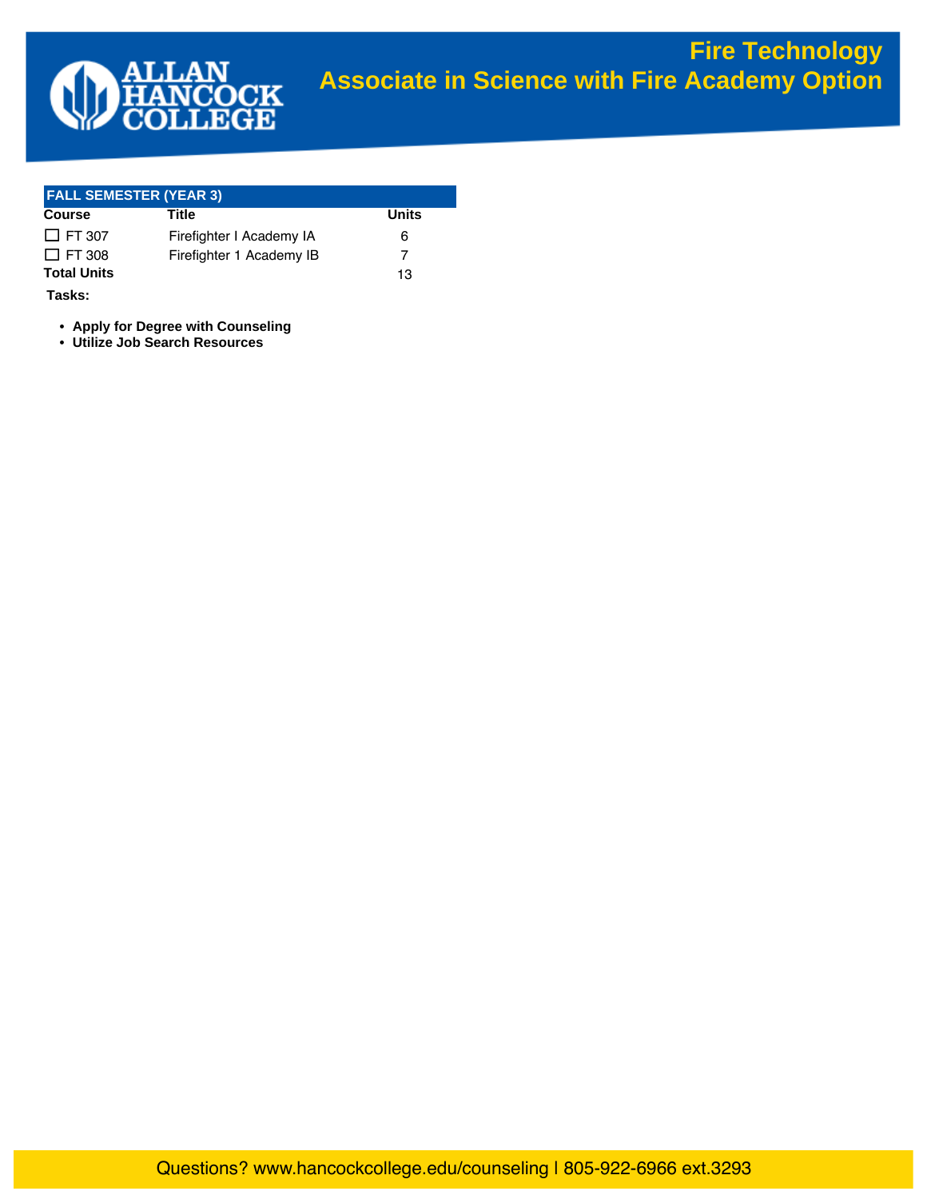# Fire Technology
## Associate in Science with Fire Academy Option

### FALL SEMESTER (YEAR 3)

| Course | Title | Units |
|---|---|---|
| ☐ FT 307 | Firefighter I Academy IA | 6 |
| ☐ FT 308 | Firefighter 1 Academy IB | 7 |
| **Total Units** | | 13 |

**Tasks:**

- **Apply for Degree with Counseling**
- **Utilize Job Search Resources**

Questions? www.hancockcollege.edu/counseling | 805-922-6966 ext.3293